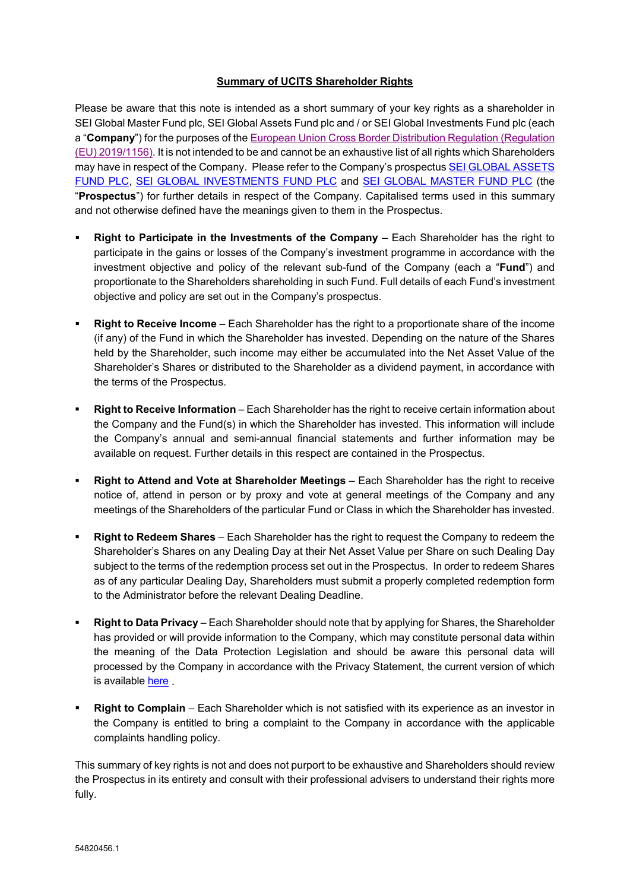**Summary of UCITS Shareholder Rights**

Please be aware that this note is intended as a short summary of your key rights as a shareholder in SEI Global Master Fund plc, SEI Global Assets Fund plc and / or SEI Global Investments Fund plc (each a "**Company**") for the purposes of the European Union Cross Border Distribution Regulation (Regulation (EU) 2019/1156). It is not intended to be and cannot be an exhaustive list of all rights which Shareholders may have in respect of the Company. Please refer to the Company's prospectus SEI GLOBAL ASSETS FUND PLC, SEI GLOBAL INVESTMENTS FUND PLC and SEI GLOBAL MASTER FUND PLC (the "**Prospectus**") for further details in respect of the Company. Capitalised terms used in this summary and not otherwise defined have the meanings given to them in the Prospectus.

- **Right to Participate in the Investments of the Company** – Each Shareholder has the right to participate in the gains or losses of the Company's investment programme in accordance with the investment objective and policy of the relevant sub-fund of the Company (each a "**Fund**") and proportionate to the Shareholders shareholding in such Fund. Full details of each Fund's investment objective and policy are set out in the Company's prospectus.

- **Right to Receive Income** – Each Shareholder has the right to a proportionate share of the income (if any) of the Fund in which the Shareholder has invested. Depending on the nature of the Shares held by the Shareholder, such income may either be accumulated into the Net Asset Value of the Shareholder's Shares or distributed to the Shareholder as a dividend payment, in accordance with the terms of the Prospectus.

- **Right to Receive Information** – Each Shareholder has the right to receive certain information about the Company and the Fund(s) in which the Shareholder has invested. This information will include the Company's annual and semi-annual financial statements and further information may be available on request. Further details in this respect are contained in the Prospectus.

- **Right to Attend and Vote at Shareholder Meetings** – Each Shareholder has the right to receive notice of, attend in person or by proxy and vote at general meetings of the Company and any meetings of the Shareholders of the particular Fund or Class in which the Shareholder has invested.

- **Right to Redeem Shares** – Each Shareholder has the right to request the Company to redeem the Shareholder's Shares on any Dealing Day at their Net Asset Value per Share on such Dealing Day subject to the terms of the redemption process set out in the Prospectus. In order to redeem Shares as of any particular Dealing Day, Shareholders must submit a properly completed redemption form to the Administrator before the relevant Dealing Deadline.

- **Right to Data Privacy** – Each Shareholder should note that by applying for Shares, the Shareholder has provided or will provide information to the Company, which may constitute personal data within the meaning of the Data Protection Legislation and should be aware this personal data will processed by the Company in accordance with the Privacy Statement, the current version of which is available here .

- **Right to Complain** – Each Shareholder which is not satisfied with its experience as an investor in the Company is entitled to bring a complaint to the Company in accordance with the applicable complaints handling policy.

This summary of key rights is not and does not purport to be exhaustive and Shareholders should review the Prospectus in its entirety and consult with their professional advisers to understand their rights more fully.

54820456.1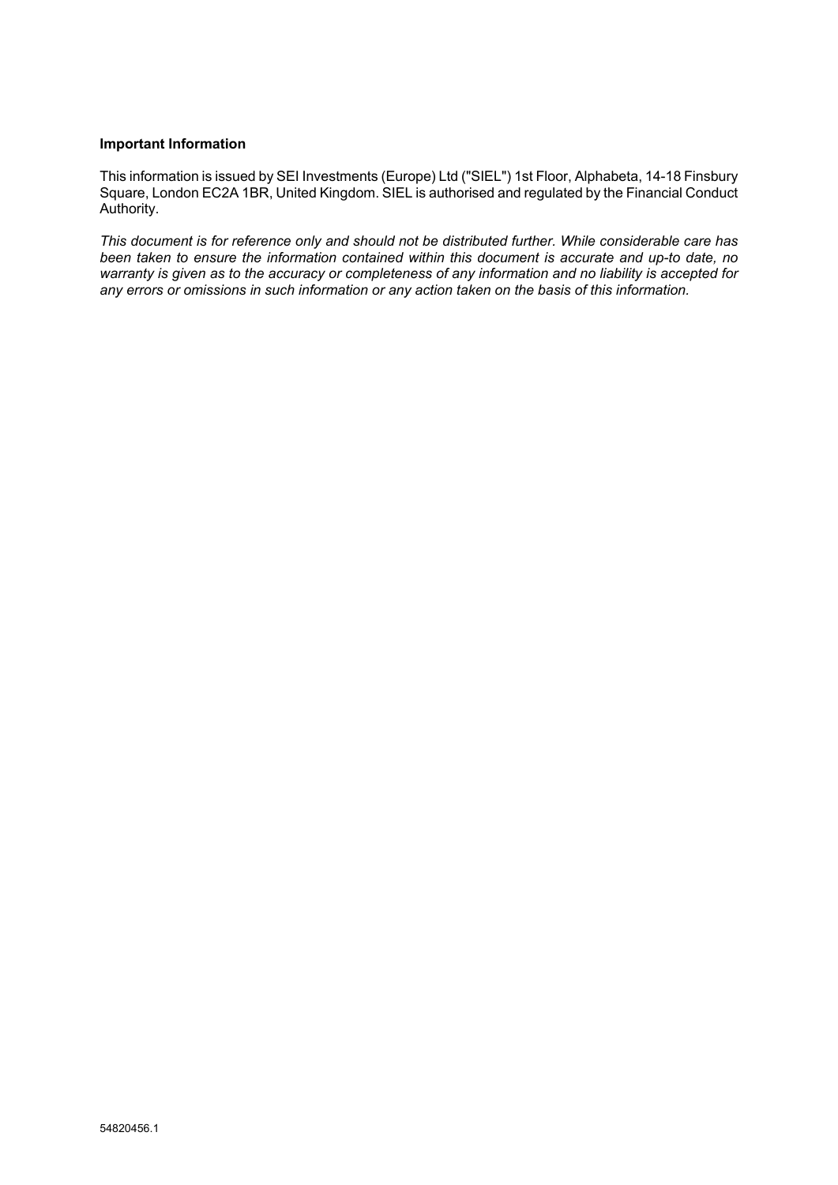**Important Information**

This information is issued by SEI Investments (Europe) Ltd ("SIEL") 1st Floor, Alphabeta, 14-18 Finsbury Square, London EC2A 1BR, United Kingdom. SIEL is authorised and regulated by the Financial Conduct Authority.

*This document is for reference only and should not be distributed further. While considerable care has been taken to ensure the information contained within this document is accurate and up-to date, no warranty is given as to the accuracy or completeness of any information and no liability is accepted for any errors or omissions in such information or any action taken on the basis of this information.*

54820456.1